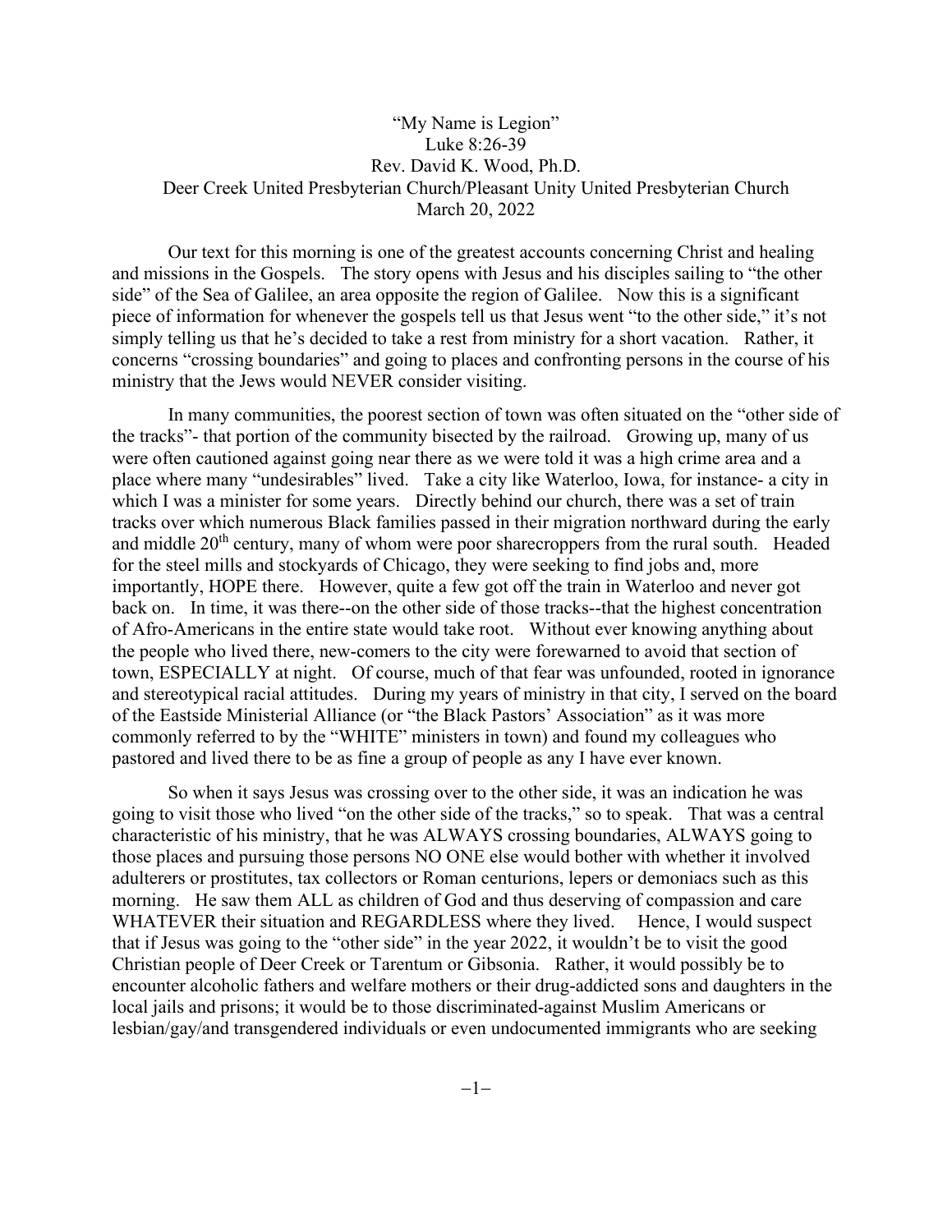# "My Name is Legion"

Luke 8:26-39

Rev. David K. Wood, Ph.D.

Deer Creek United Presbyterian Church/Pleasant Unity United Presbyterian Church

March 20, 2022

Our text for this morning is one of the greatest accounts concerning Christ and healing and missions in the Gospels. The story opens with Jesus and his disciples sailing to "the other side" of the Sea of Galilee, an area opposite the region of Galilee. Now this is a significant piece of information for whenever the gospels tell us that Jesus went "to the other side," it's not simply telling us that he's decided to take a rest from ministry for a short vacation. Rather, it concerns "crossing boundaries" and going to places and confronting persons in the course of his ministry that the Jews would NEVER consider visiting.

In many communities, the poorest section of town was often situated on the "other side of the tracks"- that portion of the community bisected by the railroad. Growing up, many of us were often cautioned against going near there as we were told it was a high crime area and a place where many "undesirables" lived. Take a city like Waterloo, Iowa, for instance- a city in which I was a minister for some years. Directly behind our church, there was a set of train tracks over which numerous Black families passed in their migration northward during the early and middle 20th century, many of whom were poor sharecroppers from the rural south. Headed for the steel mills and stockyards of Chicago, they were seeking to find jobs and, more importantly, HOPE there. However, quite a few got off the train in Waterloo and never got back on. In time, it was there--on the other side of those tracks--that the highest concentration of Afro-Americans in the entire state would take root. Without ever knowing anything about the people who lived there, new-comers to the city were forewarned to avoid that section of town, ESPECIALLY at night. Of course, much of that fear was unfounded, rooted in ignorance and stereotypical racial attitudes. During my years of ministry in that city, I served on the board of the Eastside Ministerial Alliance (or "the Black Pastors' Association" as it was more commonly referred to by the "WHITE" ministers in town) and found my colleagues who pastored and lived there to be as fine a group of people as any I have ever known.

So when it says Jesus was crossing over to the other side, it was an indication he was going to visit those who lived "on the other side of the tracks," so to speak. That was a central characteristic of his ministry, that he was ALWAYS crossing boundaries, ALWAYS going to those places and pursuing those persons NO ONE else would bother with whether it involved adulterers or prostitutes, tax collectors or Roman centurions, lepers or demoniacs such as this morning. He saw them ALL as children of God and thus deserving of compassion and care WHATEVER their situation and REGARDLESS where they lived. Hence, I would suspect that if Jesus was going to the "other side" in the year 2022, it wouldn't be to visit the good Christian people of Deer Creek or Tarentum or Gibsonia. Rather, it would possibly be to encounter alcoholic fathers and welfare mothers or their drug-addicted sons and daughters in the local jails and prisons; it would be to those discriminated-against Muslim Americans or lesbian/gay/and transgendered individuals or even undocumented immigrants who are seeking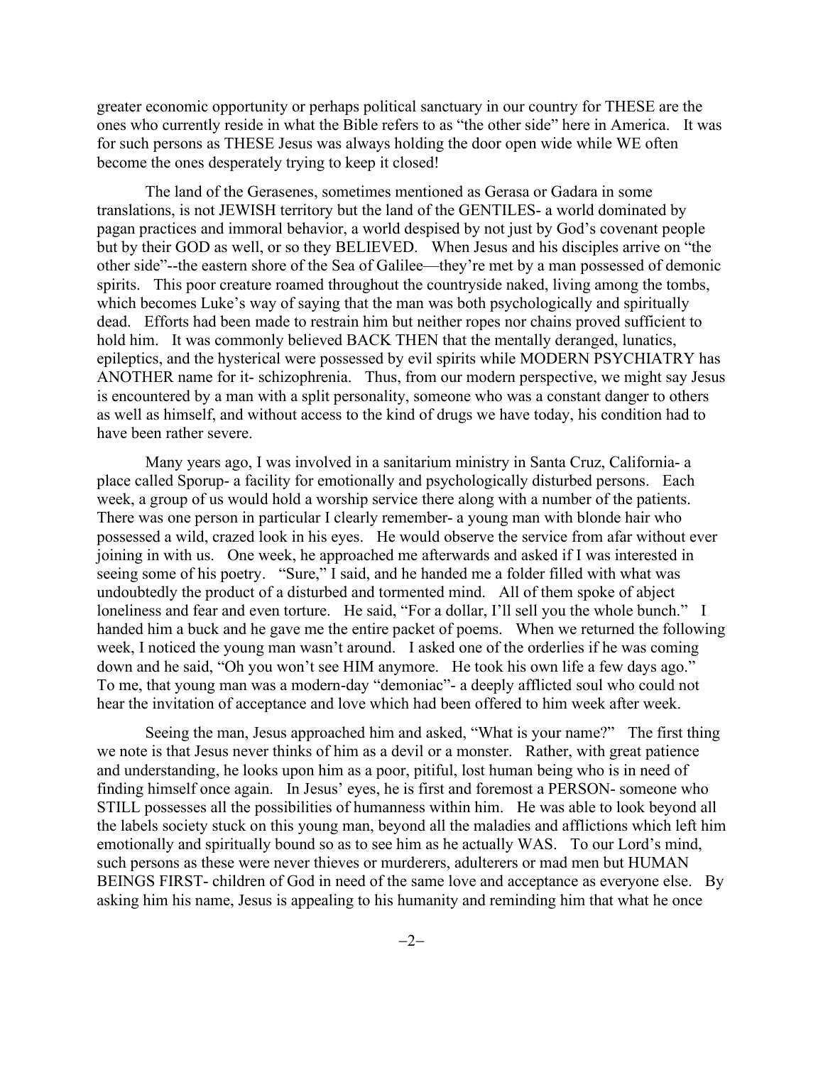greater economic opportunity or perhaps political sanctuary in our country for THESE are the ones who currently reside in what the Bible refers to as "the other side" here in America. It was for such persons as THESE Jesus was always holding the door open wide while WE often become the ones desperately trying to keep it closed!

The land of the Gerasenes, sometimes mentioned as Gerasa or Gadara in some translations, is not JEWISH territory but the land of the GENTILES- a world dominated by pagan practices and immoral behavior, a world despised by not just by God's covenant people but by their GOD as well, or so they BELIEVED. When Jesus and his disciples arrive on "the other side"--the eastern shore of the Sea of Galilee—they're met by a man possessed of demonic spirits. This poor creature roamed throughout the countryside naked, living among the tombs, which becomes Luke's way of saying that the man was both psychologically and spiritually dead. Efforts had been made to restrain him but neither ropes nor chains proved sufficient to hold him. It was commonly believed BACK THEN that the mentally deranged, lunatics, epileptics, and the hysterical were possessed by evil spirits while MODERN PSYCHIATRY has ANOTHER name for it- schizophrenia. Thus, from our modern perspective, we might say Jesus is encountered by a man with a split personality, someone who was a constant danger to others as well as himself, and without access to the kind of drugs we have today, his condition had to have been rather severe.

Many years ago, I was involved in a sanitarium ministry in Santa Cruz, California- a place called Sporup- a facility for emotionally and psychologically disturbed persons. Each week, a group of us would hold a worship service there along with a number of the patients. There was one person in particular I clearly remember- a young man with blonde hair who possessed a wild, crazed look in his eyes. He would observe the service from afar without ever joining in with us. One week, he approached me afterwards and asked if I was interested in seeing some of his poetry. "Sure," I said, and he handed me a folder filled with what was undoubtedly the product of a disturbed and tormented mind. All of them spoke of abject loneliness and fear and even torture. He said, "For a dollar, I'll sell you the whole bunch." I handed him a buck and he gave me the entire packet of poems. When we returned the following week, I noticed the young man wasn't around. I asked one of the orderlies if he was coming down and he said, "Oh you won't see HIM anymore. He took his own life a few days ago." To me, that young man was a modern-day "demoniac"- a deeply afflicted soul who could not hear the invitation of acceptance and love which had been offered to him week after week.

Seeing the man, Jesus approached him and asked, "What is your name?" The first thing we note is that Jesus never thinks of him as a devil or a monster. Rather, with great patience and understanding, he looks upon him as a poor, pitiful, lost human being who is in need of finding himself once again. In Jesus' eyes, he is first and foremost a PERSON- someone who STILL possesses all the possibilities of humanness within him. He was able to look beyond all the labels society stuck on this young man, beyond all the maladies and afflictions which left him emotionally and spiritually bound so as to see him as he actually WAS. To our Lord's mind, such persons as these were never thieves or murderers, adulterers or mad men but HUMAN BEINGS FIRST- children of God in need of the same love and acceptance as everyone else. By asking him his name, Jesus is appealing to his humanity and reminding him that what he once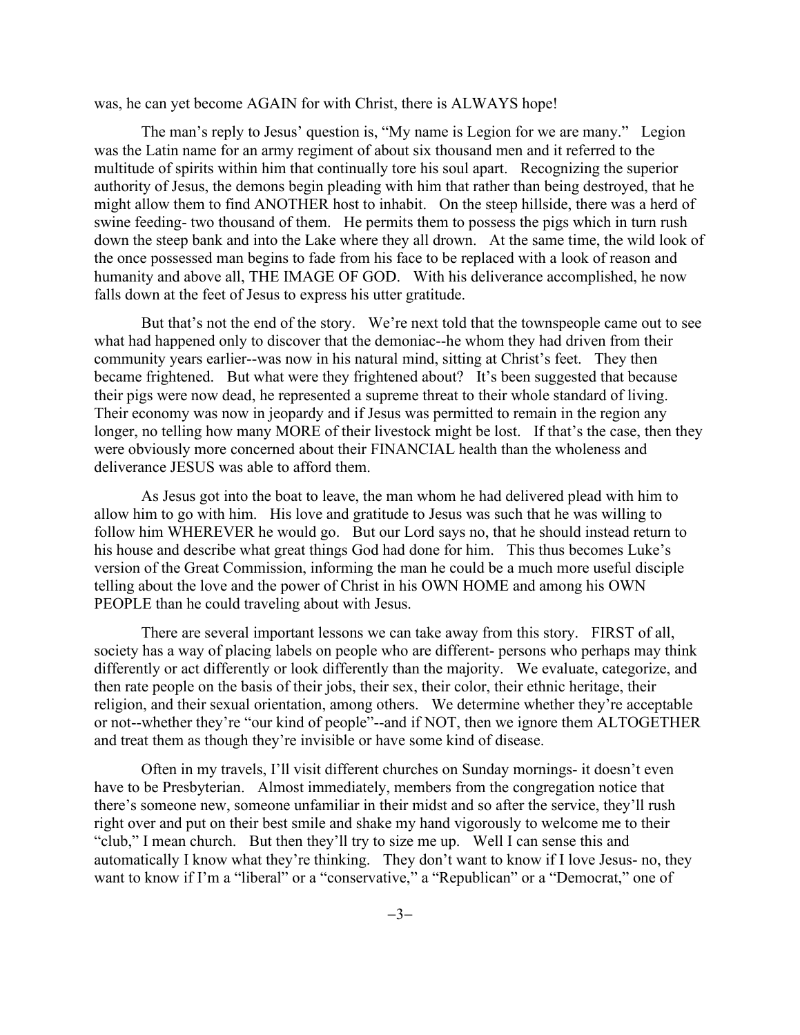was, he can yet become AGAIN for with Christ, there is ALWAYS hope!

The man's reply to Jesus' question is, "My name is Legion for we are many." Legion was the Latin name for an army regiment of about six thousand men and it referred to the multitude of spirits within him that continually tore his soul apart. Recognizing the superior authority of Jesus, the demons begin pleading with him that rather than being destroyed, that he might allow them to find ANOTHER host to inhabit. On the steep hillside, there was a herd of swine feeding- two thousand of them. He permits them to possess the pigs which in turn rush down the steep bank and into the Lake where they all drown. At the same time, the wild look of the once possessed man begins to fade from his face to be replaced with a look of reason and humanity and above all, THE IMAGE OF GOD. With his deliverance accomplished, he now falls down at the feet of Jesus to express his utter gratitude.

But that's not the end of the story. We're next told that the townspeople came out to see what had happened only to discover that the demoniac--he whom they had driven from their community years earlier--was now in his natural mind, sitting at Christ's feet. They then became frightened. But what were they frightened about? It's been suggested that because their pigs were now dead, he represented a supreme threat to their whole standard of living. Their economy was now in jeopardy and if Jesus was permitted to remain in the region any longer, no telling how many MORE of their livestock might be lost. If that's the case, then they were obviously more concerned about their FINANCIAL health than the wholeness and deliverance JESUS was able to afford them.

As Jesus got into the boat to leave, the man whom he had delivered plead with him to allow him to go with him. His love and gratitude to Jesus was such that he was willing to follow him WHEREVER he would go. But our Lord says no, that he should instead return to his house and describe what great things God had done for him. This thus becomes Luke's version of the Great Commission, informing the man he could be a much more useful disciple telling about the love and the power of Christ in his OWN HOME and among his OWN PEOPLE than he could traveling about with Jesus.

There are several important lessons we can take away from this story. FIRST of all, society has a way of placing labels on people who are different- persons who perhaps may think differently or act differently or look differently than the majority. We evaluate, categorize, and then rate people on the basis of their jobs, their sex, their color, their ethnic heritage, their religion, and their sexual orientation, among others. We determine whether they're acceptable or not--whether they're "our kind of people"--and if NOT, then we ignore them ALTOGETHER and treat them as though they're invisible or have some kind of disease.

Often in my travels, I'll visit different churches on Sunday mornings- it doesn't even have to be Presbyterian. Almost immediately, members from the congregation notice that there's someone new, someone unfamiliar in their midst and so after the service, they'll rush right over and put on their best smile and shake my hand vigorously to welcome me to their "club," I mean church. But then they'll try to size me up. Well I can sense this and automatically I know what they're thinking. They don't want to know if I love Jesus- no, they want to know if I'm a "liberal" or a "conservative," a "Republican" or a "Democrat," one of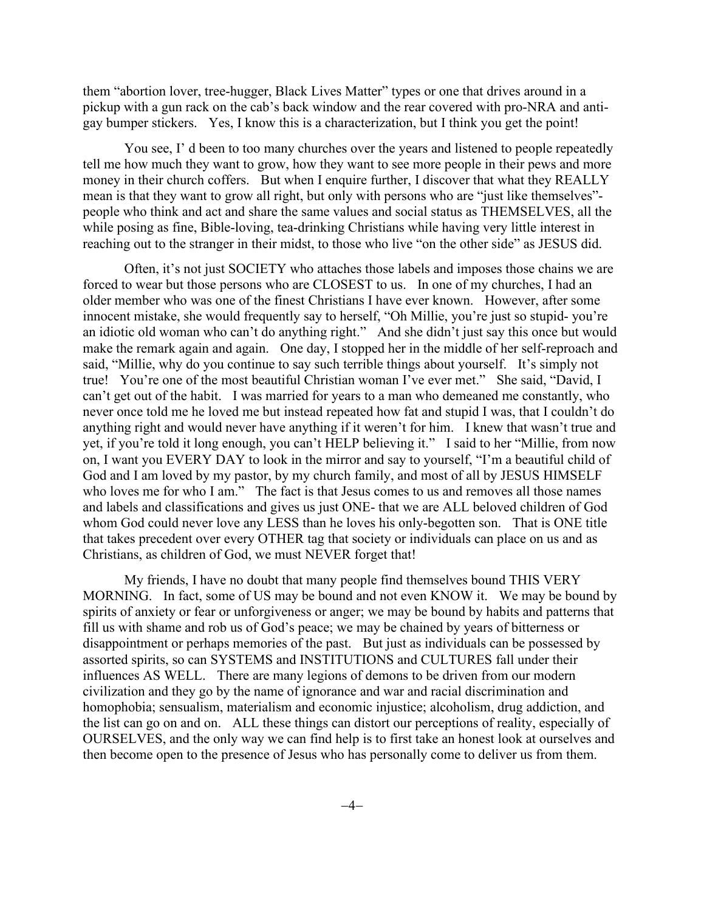them "abortion lover, tree-hugger, Black Lives Matter" types or one that drives around in a pickup with a gun rack on the cab's back window and the rear covered with pro-NRA and anti-gay bumper stickers. Yes, I know this is a characterization, but I think you get the point!

You see, I' d been to too many churches over the years and listened to people repeatedly tell me how much they want to grow, how they want to see more people in their pews and more money in their church coffers. But when I enquire further, I discover that what they REALLY mean is that they want to grow all right, but only with persons who are "just like themselves"- people who think and act and share the same values and social status as THEMSELVES, all the while posing as fine, Bible-loving, tea-drinking Christians while having very little interest in reaching out to the stranger in their midst, to those who live "on the other side" as JESUS did.

Often, it's not just SOCIETY who attaches those labels and imposes those chains we are forced to wear but those persons who are CLOSEST to us. In one of my churches, I had an older member who was one of the finest Christians I have ever known. However, after some innocent mistake, she would frequently say to herself, "Oh Millie, you're just so stupid- you're an idiotic old woman who can't do anything right." And she didn't just say this once but would make the remark again and again. One day, I stopped her in the middle of her self-reproach and said, "Millie, why do you continue to say such terrible things about yourself. It's simply not true! You're one of the most beautiful Christian woman I've ever met." She said, "David, I can't get out of the habit. I was married for years to a man who demeaned me constantly, who never once told me he loved me but instead repeated how fat and stupid I was, that I couldn't do anything right and would never have anything if it weren't for him. I knew that wasn't true and yet, if you're told it long enough, you can't HELP believing it." I said to her "Millie, from now on, I want you EVERY DAY to look in the mirror and say to yourself, "I'm a beautiful child of God and I am loved by my pastor, by my church family, and most of all by JESUS HIMSELF who loves me for who I am." The fact is that Jesus comes to us and removes all those names and labels and classifications and gives us just ONE- that we are ALL beloved children of God whom God could never love any LESS than he loves his only-begotten son. That is ONE title that takes precedent over every OTHER tag that society or individuals can place on us and as Christians, as children of God, we must NEVER forget that!

My friends, I have no doubt that many people find themselves bound THIS VERY MORNING. In fact, some of US may be bound and not even KNOW it. We may be bound by spirits of anxiety or fear or unforgiveness or anger; we may be bound by habits and patterns that fill us with shame and rob us of God's peace; we may be chained by years of bitterness or disappointment or perhaps memories of the past. But just as individuals can be possessed by assorted spirits, so can SYSTEMS and INSTITUTIONS and CULTURES fall under their influences AS WELL. There are many legions of demons to be driven from our modern civilization and they go by the name of ignorance and war and racial discrimination and homophobia; sensualism, materialism and economic injustice; alcoholism, drug addiction, and the list can go on and on. ALL these things can distort our perceptions of reality, especially of OURSELVES, and the only way we can find help is to first take an honest look at ourselves and then become open to the presence of Jesus who has personally come to deliver us from them.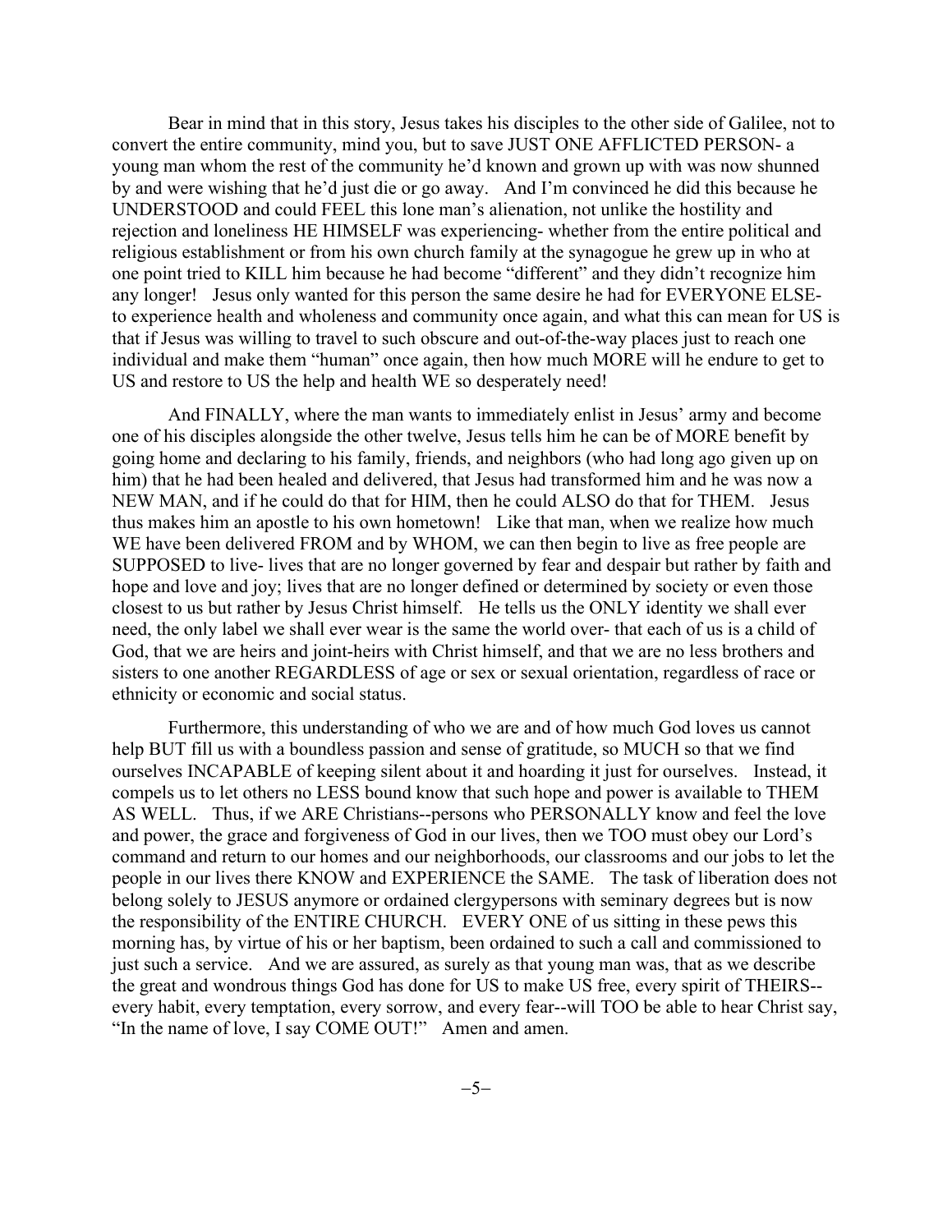Bear in mind that in this story, Jesus takes his disciples to the other side of Galilee, not to convert the entire community, mind you, but to save JUST ONE AFFLICTED PERSON- a young man whom the rest of the community he'd known and grown up with was now shunned by and were wishing that he'd just die or go away. And I'm convinced he did this because he UNDERSTOOD and could FEEL this lone man's alienation, not unlike the hostility and rejection and loneliness HE HIMSELF was experiencing- whether from the entire political and religious establishment or from his own church family at the synagogue he grew up in who at one point tried to KILL him because he had become "different" and they didn't recognize him any longer! Jesus only wanted for this person the same desire he had for EVERYONE ELSE- to experience health and wholeness and community once again, and what this can mean for US is that if Jesus was willing to travel to such obscure and out-of-the-way places just to reach one individual and make them "human" once again, then how much MORE will he endure to get to US and restore to US the help and health WE so desperately need!

And FINALLY, where the man wants to immediately enlist in Jesus' army and become one of his disciples alongside the other twelve, Jesus tells him he can be of MORE benefit by going home and declaring to his family, friends, and neighbors (who had long ago given up on him) that he had been healed and delivered, that Jesus had transformed him and he was now a NEW MAN, and if he could do that for HIM, then he could ALSO do that for THEM. Jesus thus makes him an apostle to his own hometown! Like that man, when we realize how much WE have been delivered FROM and by WHOM, we can then begin to live as free people are SUPPOSED to live- lives that are no longer governed by fear and despair but rather by faith and hope and love and joy; lives that are no longer defined or determined by society or even those closest to us but rather by Jesus Christ himself. He tells us the ONLY identity we shall ever need, the only label we shall ever wear is the same the world over- that each of us is a child of God, that we are heirs and joint-heirs with Christ himself, and that we are no less brothers and sisters to one another REGARDLESS of age or sex or sexual orientation, regardless of race or ethnicity or economic and social status.

Furthermore, this understanding of who we are and of how much God loves us cannot help BUT fill us with a boundless passion and sense of gratitude, so MUCH so that we find ourselves INCAPABLE of keeping silent about it and hoarding it just for ourselves. Instead, it compels us to let others no LESS bound know that such hope and power is available to THEM AS WELL. Thus, if we ARE Christians--persons who PERSONALLY know and feel the love and power, the grace and forgiveness of God in our lives, then we TOO must obey our Lord's command and return to our homes and our neighborhoods, our classrooms and our jobs to let the people in our lives there KNOW and EXPERIENCE the SAME. The task of liberation does not belong solely to JESUS anymore or ordained clergypersons with seminary degrees but is now the responsibility of the ENTIRE CHURCH. EVERY ONE of us sitting in these pews this morning has, by virtue of his or her baptism, been ordained to such a call and commissioned to just such a service. And we are assured, as surely as that young man was, that as we describe the great and wondrous things God has done for US to make US free, every spirit of THEIRS--every habit, every temptation, every sorrow, and every fear--will TOO be able to hear Christ say, "In the name of love, I say COME OUT!" Amen and amen.